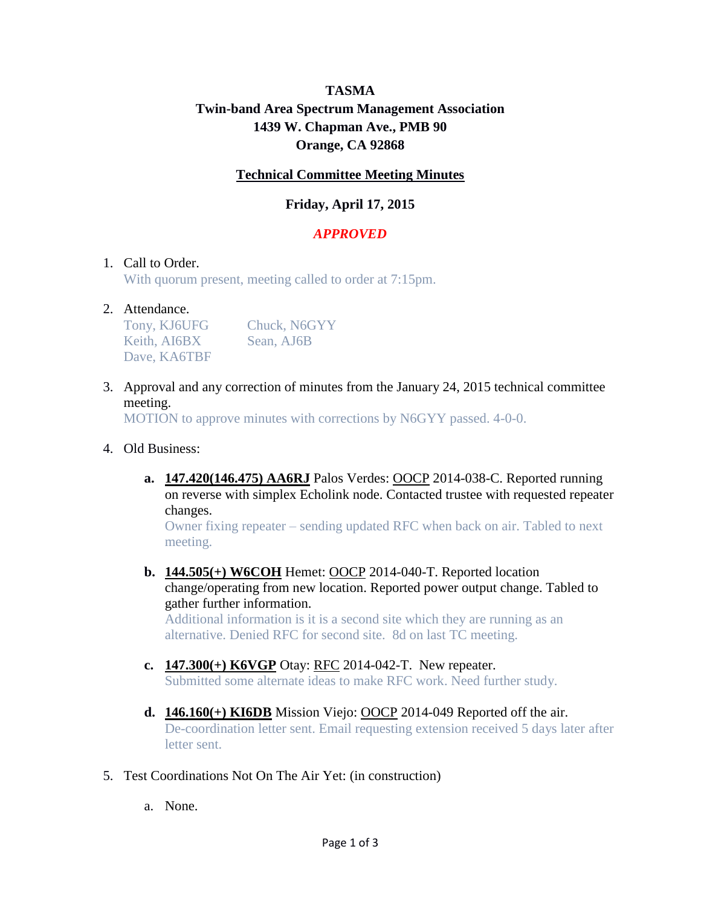**TASMA**

**Twin-band Area Spectrum Management Association**

**1439 W. Chapman Ave., PMB 90**

**Orange, CA 92868**

**Technical Committee Meeting Minutes**

**Friday, April 17, 2015**

***APPROVED***

1. Call to Order.
   With quorum present, meeting called to order at 7:15pm.

2. Attendance.

   | | |
   |---|---|
   | Tony, KJ6UFG | Chuck, N6GYY |
   | Keith, AI6BX | Sean, AJ6B |
   | Dave, KA6TBF | |

3. Approval and any correction of minutes from the January 24, 2015 technical committee meeting.
   MOTION to approve minutes with corrections by N6GYY passed. 4-0-0.

4. Old Business:

   **a.** **147.420(146.475) AA6RJ** Palos Verdes: OOCP 2014-038-C. Reported running on reverse with simplex Echolink node. Contacted trustee with requested repeater changes.
   Owner fixing repeater – sending updated RFC when back on air. Tabled to next meeting.

   **b.** **144.505(+) W6COH** Hemet: OOCP 2014-040-T. Reported location change/operating from new location. Reported power output change. Tabled to gather further information.
   Additional information is it is a second site which they are running as an alternative. Denied RFC for second site. 8d on last TC meeting.

   **c.** **147.300(+) K6VGP** Otay: RFC 2014-042-T. New repeater.
   Submitted some alternate ideas to make RFC work. Need further study.

   **d.** **146.160(+) KI6DB** Mission Viejo: OOCP 2014-049 Reported off the air.
   De-coordination letter sent. Email requesting extension received 5 days later after letter sent.

5. Test Coordinations Not On The Air Yet: (in construction)

   a. None.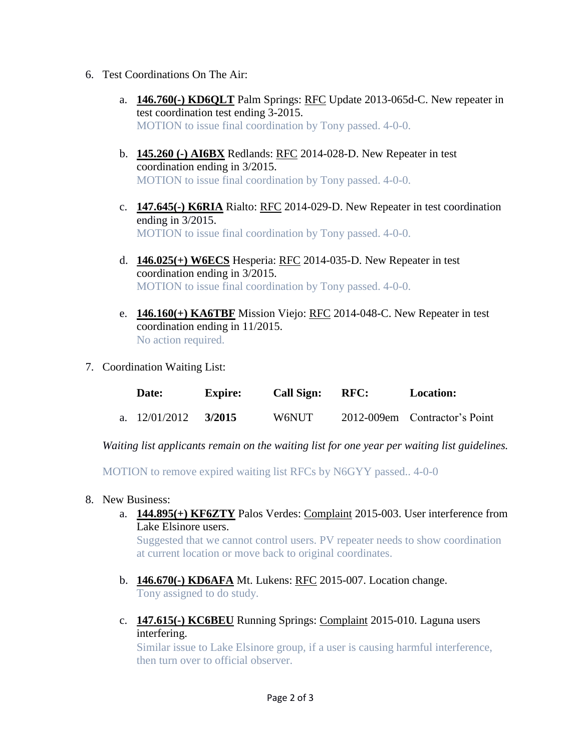6. Test Coordinations On The Air:

    a. **146.760(-) KD6QLT** Palm Springs: RFC Update 2013-065d-C. New repeater in test coordination test ending 3-2015.
    MOTION to issue final coordination by Tony passed. 4-0-0.

    b. **145.260 (-) AI6BX** Redlands: RFC 2014-028-D. New Repeater in test coordination ending in 3/2015.
    MOTION to issue final coordination by Tony passed. 4-0-0.

    c. **147.645(-) K6RIA** Rialto: RFC 2014-029-D. New Repeater in test coordination ending in 3/2015.
    MOTION to issue final coordination by Tony passed. 4-0-0.

    d. **146.025(+) W6ECS** Hesperia: RFC 2014-035-D. New Repeater in test coordination ending in 3/2015.
    MOTION to issue final coordination by Tony passed. 4-0-0.

    e. **146.160(+) KA6TBF** Mission Viejo: RFC 2014-048-C. New Repeater in test coordination ending in 11/2015.
    No action required.

7. Coordination Waiting List:

| | Date: | Expire: | Call Sign: | RFC: | Location: |
|---|---|---|---|---|---|
| a. | 12/01/2012 | **3/2015** | W6NUT | 2012-009em | Contractor's Point |

*Waiting list applicants remain on the waiting list for one year per waiting list guidelines.*

MOTION to remove expired waiting list RFCs by N6GYY passed.. 4-0-0

8. New Business:

    a. **144.895(+) KF6ZTY** Palos Verdes: Complaint 2015-003. User interference from Lake Elsinore users.
    Suggested that we cannot control users. PV repeater needs to show coordination at current location or move back to original coordinates.

    b. **146.670(-) KD6AFA** Mt. Lukens: RFC 2015-007. Location change.
    Tony assigned to do study.

    c. **147.615(-) KC6BEU** Running Springs: Complaint 2015-010. Laguna users interfering.
    Similar issue to Lake Elsinore group, if a user is causing harmful interference, then turn over to official observer.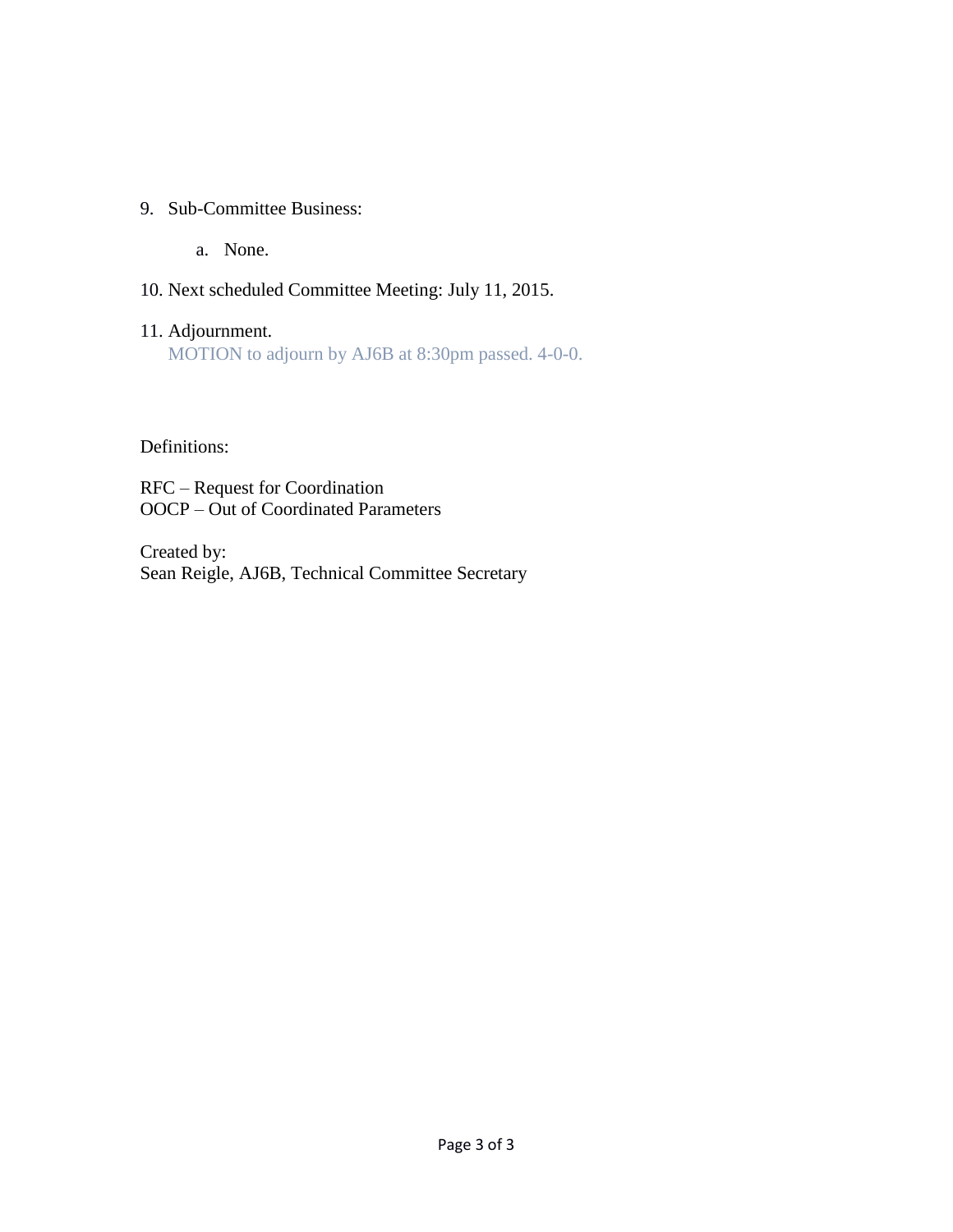9. Sub-Committee Business:

    a. None.

10. Next scheduled Committee Meeting: July 11, 2015.

11. Adjournment.
    MOTION to adjourn by AJ6B at 8:30pm passed. 4-0-0.

Definitions:

RFC – Request for Coordination
OOCP – Out of Coordinated Parameters

Created by:
Sean Reigle, AJ6B, Technical Committee Secretary